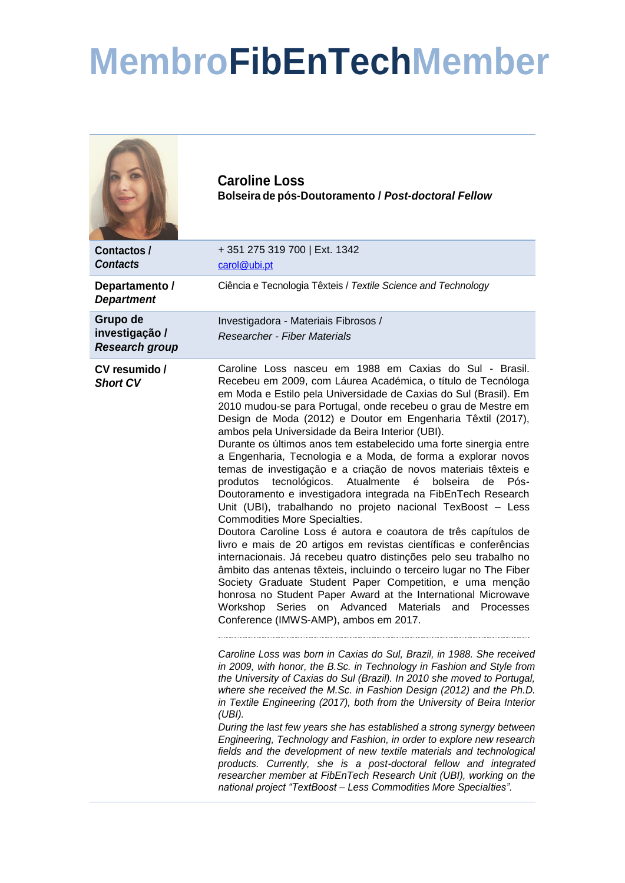# MembroFibEnTechMember

**Caroline Loss**
**Bolseira de pós-Doutoramento / *Post-doctoral Fellow***

| | |
|---|---|
| **Contactos / *Contacts*** | + 351 275 319 700 \| Ext. 1342<br>carol@ubi.pt |
| **Departamento / *Department*** | Ciência e Tecnologia Têxteis / *Textile Science and Technology* |
| **Grupo de investigação / *Research group*** | Investigadora - Materiais Fibrosos / *Researcher - Fiber Materials* |
| **CV resumido / *Short CV*** | Caroline Loss nasceu em 1988 em Caxias do Sul - Brasil. Recebeu em 2009, com Láurea Académica, o título de Tecnóloga em Moda e Estilo pela Universidade de Caxias do Sul (Brasil). Em 2010 mudou-se para Portugal, onde recebeu o grau de Mestre em Design de Moda (2012) e Doutor em Engenharia Têxtil (2017), ambos pela Universidade da Beira Interior (UBI).<br>Durante os últimos anos tem estabelecido uma forte sinergia entre a Engenharia, Tecnologia e a Moda, de forma a explorar novos temas de investigação e a criação de novos materiais têxteis e produtos tecnológicos. Atualmente é bolseira de Pós-Doutoramento e investigadora integrada na FibEnTech Research Unit (UBI), trabalhando no projeto nacional TexBoost – Less Commodities More Specialties.<br>Doutora Caroline Loss é autora e coautora de três capítulos de livro e mais de 20 artigos em revistas científicas e conferências internacionais. Já recebeu quatro distinções pelo seu trabalho no âmbito das antenas têxteis, incluindo o terceiro lugar no The Fiber Society Graduate Student Paper Competition, e uma menção honrosa no Student Paper Award at the International Microwave Workshop Series on Advanced Materials and Processes Conference (IMWS-AMP), ambos em 2017.<br><br>*Caroline Loss was born in Caxias do Sul, Brazil, in 1988. She received in 2009, with honor, the B.Sc. in Technology in Fashion and Style from the University of Caxias do Sul (Brazil). In 2010 she moved to Portugal, where she received the M.Sc. in Fashion Design (2012) and the Ph.D. in Textile Engineering (2017), both from the University of Beira Interior (UBI).*<br>*During the last few years she has established a strong synergy between Engineering, Technology and Fashion, in order to explore new research fields and the development of new textile materials and technological products. Currently, she is a post-doctoral fellow and integrated researcher member at FibEnTech Research Unit (UBI), working on the national project "TextBoost – Less Commodities More Specialties".* |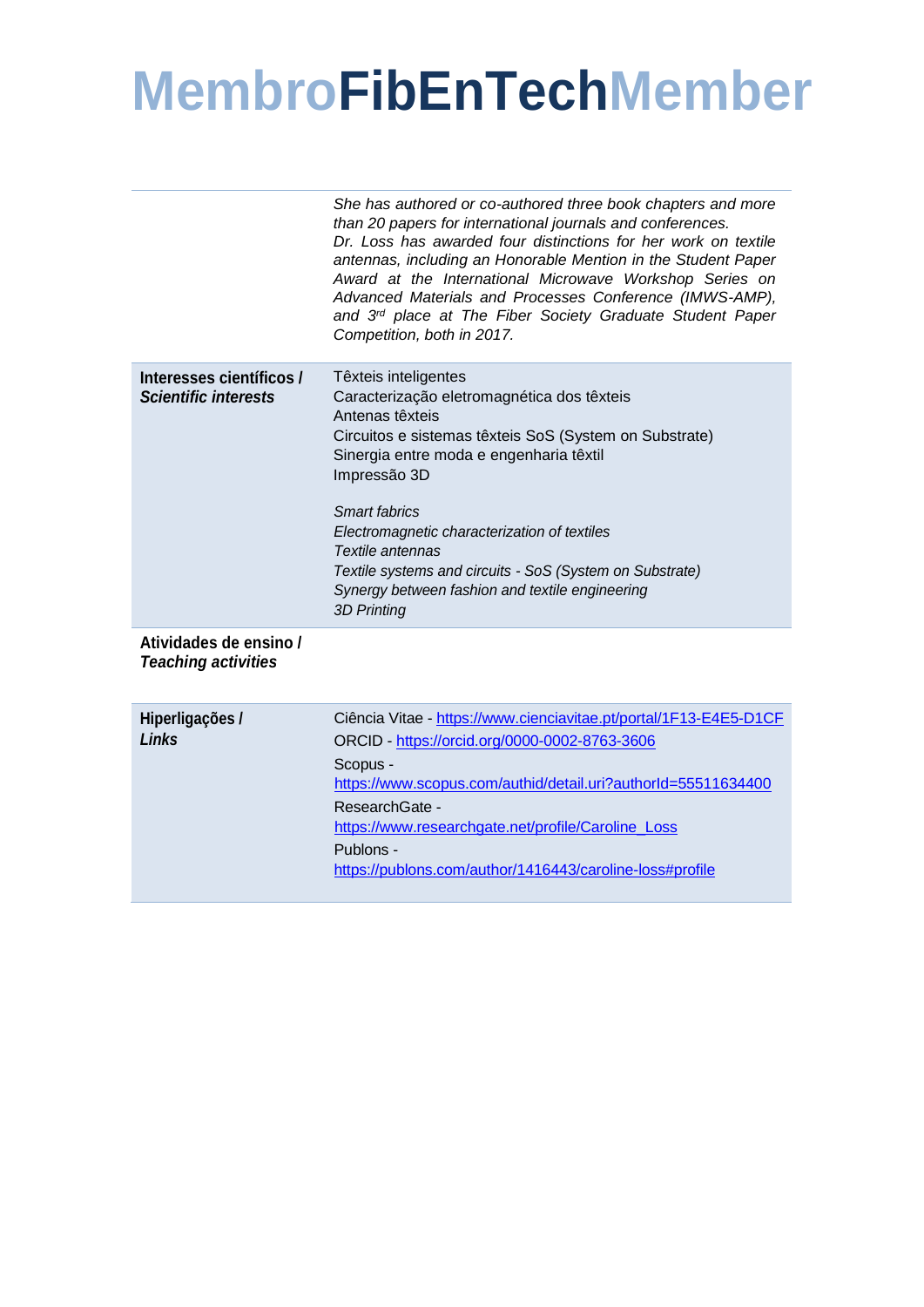# Membro**FibEnTech**Member

| | |
|---|---|
| | *She has authored or co-authored three book chapters and more than 20 papers for international journals and conferences.* *Dr. Loss has awarded four distinctions for her work on textile antennas, including an Honorable Mention in the Student Paper Award at the International Microwave Workshop Series on Advanced Materials and Processes Conference (IMWS-AMP), and 3rd place at The Fiber Society Graduate Student Paper Competition, both in 2017.* |
| **Interesses científicos /** ***Scientific interests*** | Têxteis inteligentes<br>Caracterização eletromagnética dos têxteis<br>Antenas têxteis<br>Circuitos e sistemas têxteis SoS (System on Substrate)<br>Sinergia entre moda e engenharia têxtil<br>Impressão 3D<br><br>*Smart fabrics*<br>*Electromagnetic characterization of textiles*<br>*Textile antennas*<br>*Textile systems and circuits - SoS (System on Substrate)*<br>*Synergy between fashion and textile engineering*<br>*3D Printing* |
| **Atividades de ensino /** ***Teaching activities*** | |
| **Hiperligações /** ***Links*** | Ciência Vitae - https://www.cienciavitae.pt/portal/1F13-E4E5-D1CF<br>ORCID - https://orcid.org/0000-0002-8763-3606<br>Scopus - https://www.scopus.com/authid/detail.uri?authorId=55511634400<br>ResearchGate - https://www.researchgate.net/profile/Caroline_Loss<br>Publons - https://publons.com/author/1416443/caroline-loss#profile |